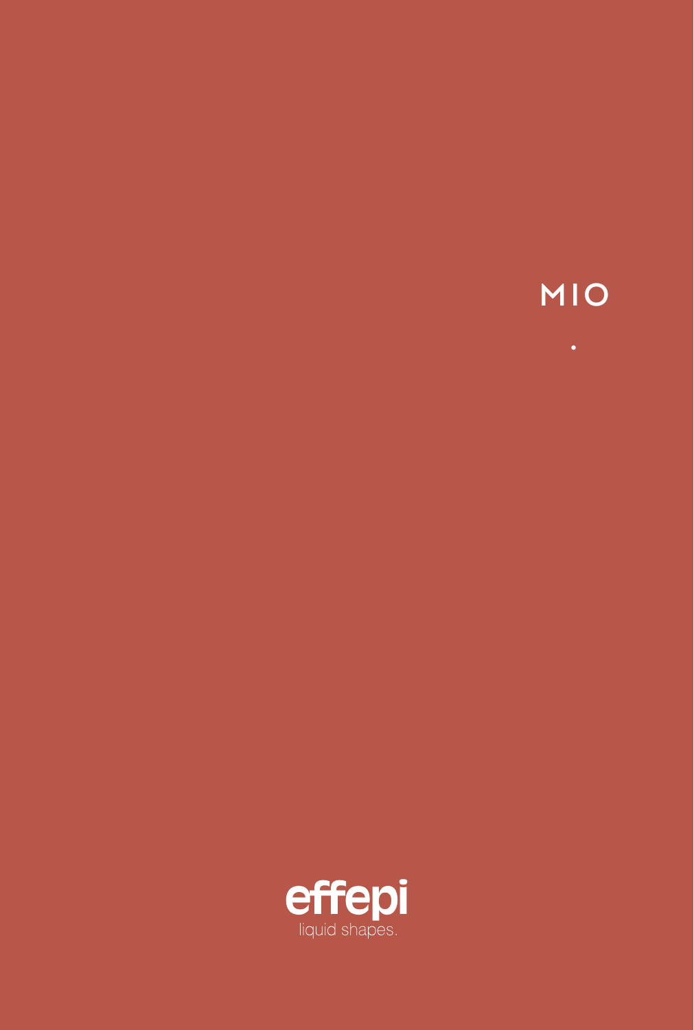# MIO

•

effepi

liquid shapes.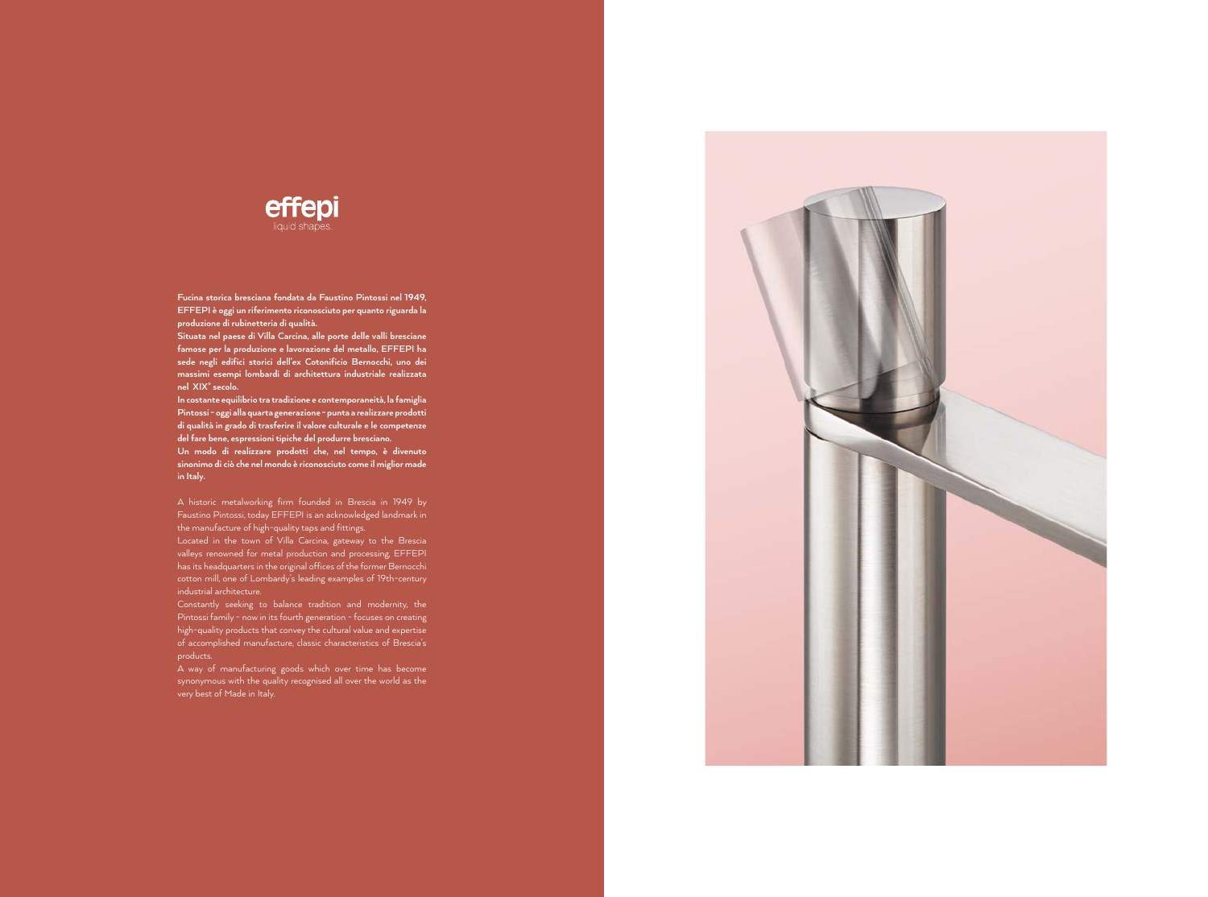effepi
liquid shapes.

**Fucina storica bresciana fondata da Faustino Pintossi nel 1949, EFFEPI è oggi un riferimento riconosciuto per quanto riguarda la produzione di rubinetteria di qualità.**
**Situata nel paese di Villa Carcina, alle porte delle valli bresciane famose per la produzione e lavorazione del metallo, EFFEPI ha sede negli edifici storici dell'ex Cotonificio Bernocchi, uno dei massimi esempi lombardi di architettura industriale realizzata nel XIX° secolo.**
**In costante equilibrio tra tradizione e contemporaneità, la famiglia Pintossi – oggi alla quarta generazione – punta a realizzare prodotti di qualità in grado di trasferire il valore culturale e le competenze del fare bene, espressioni tipiche del produrre bresciano.**
**Un modo di realizzare prodotti che, nel tempo, è divenuto sinonimo di ciò che nel mondo è riconosciuto come il miglior made in Italy.**

A historic metalworking firm founded in Brescia in 1949 by Faustino Pintossi, today EFFEPI is an acknowledged landmark in the manufacture of high-quality taps and fittings.
Located in the town of Villa Carcina, gateway to the Brescia valleys renowned for metal production and processing, EFFEPI has its headquarters in the original offices of the former Bernocchi cotton mill, one of Lombardy's leading examples of 19th-century industrial architecture.
Constantly seeking to balance tradition and modernity, the Pintossi family – now in its fourth generation – focuses on creating high-quality products that convey the cultural value and expertise of accomplished manufacture, classic characteristics of Brescia's products.
A way of manufacturing goods which over time has become synonymous with the quality recognised all over the world as the very best of Made in Italy.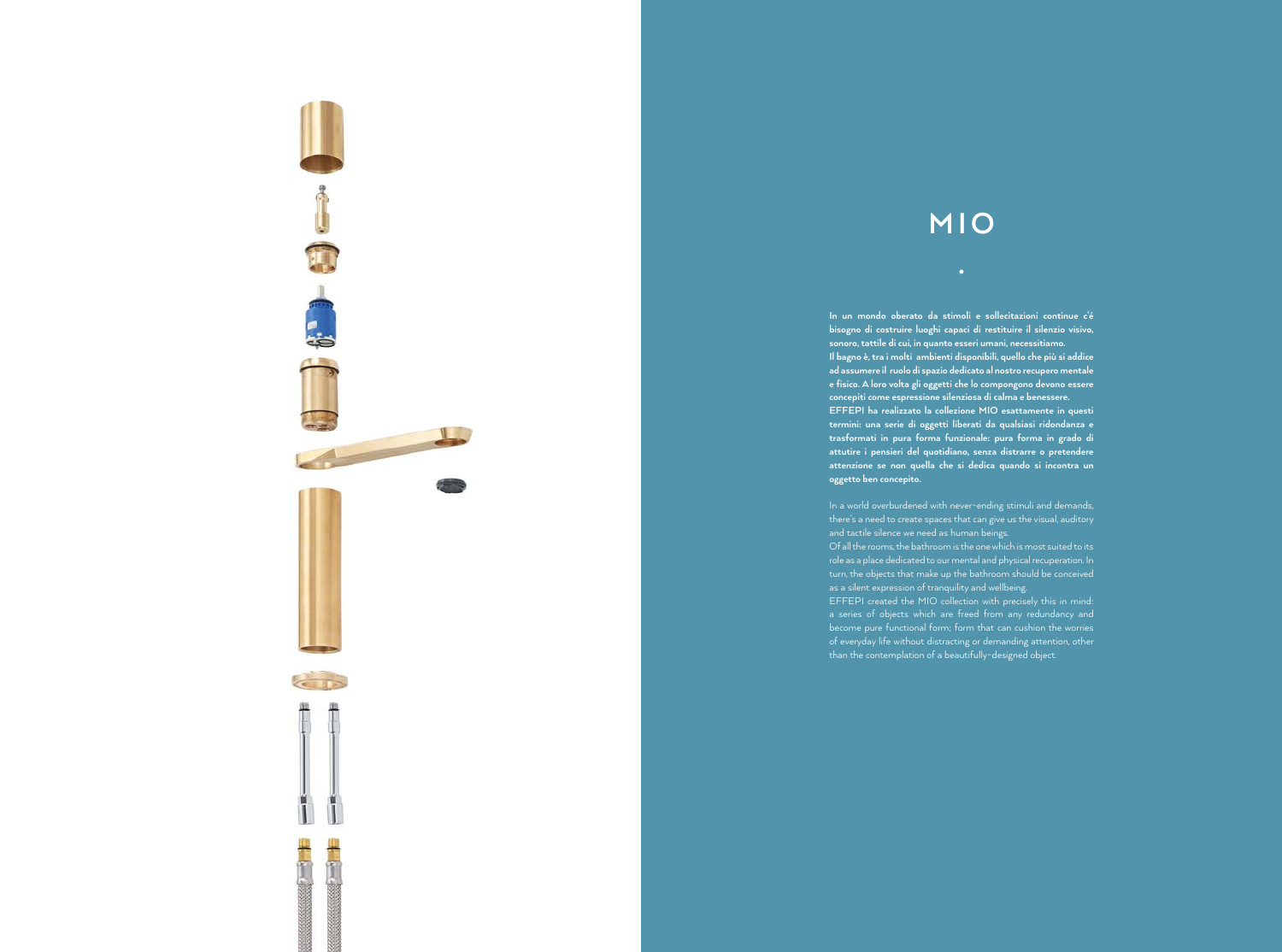# MIO

•

**In un mondo oberato da stimoli e sollecitazioni continue c'è bisogno di costruire luoghi capaci di restituire il silenzio visivo, sonoro, tattile di cui, in quanto esseri umani, necessitiamo.**
**Il bagno è, tra i molti ambienti disponibili, quello che più si addice ad assumere il ruolo di spazio dedicato al nostro recupero mentale e fisico. A loro volta gli oggetti che lo compongono devono essere concepiti come espressione silenziosa di calma e benessere.**
**EFFEPI ha realizzato la collezione MIO esattamente in questi termini: una serie di oggetti liberati da qualsiasi ridondanza e trasformati in pura forma funzionale: pura forma in grado di attutire i pensieri del quotidiano, senza distrarre o pretendere attenzione se non quella che si dedica quando si incontra un oggetto ben concepito.**

In a world overburdened with never-ending stimuli and demands, there's a need to create spaces that can give us the visual, auditory and tactile silence we need as human beings.
Of all the rooms, the bathroom is the one which is most suited to its role as a place dedicated to our mental and physical recuperation. In turn, the objects that make up the bathroom should be conceived as a silent expression of tranquility and wellbeing.
EFFEPI created the MIO collection with precisely this in mind: a series of objects which are freed from any redundancy and become pure functional form; form that can cushion the worries of everyday life without distracting or demanding attention, other than the contemplation of a beautifully-designed object.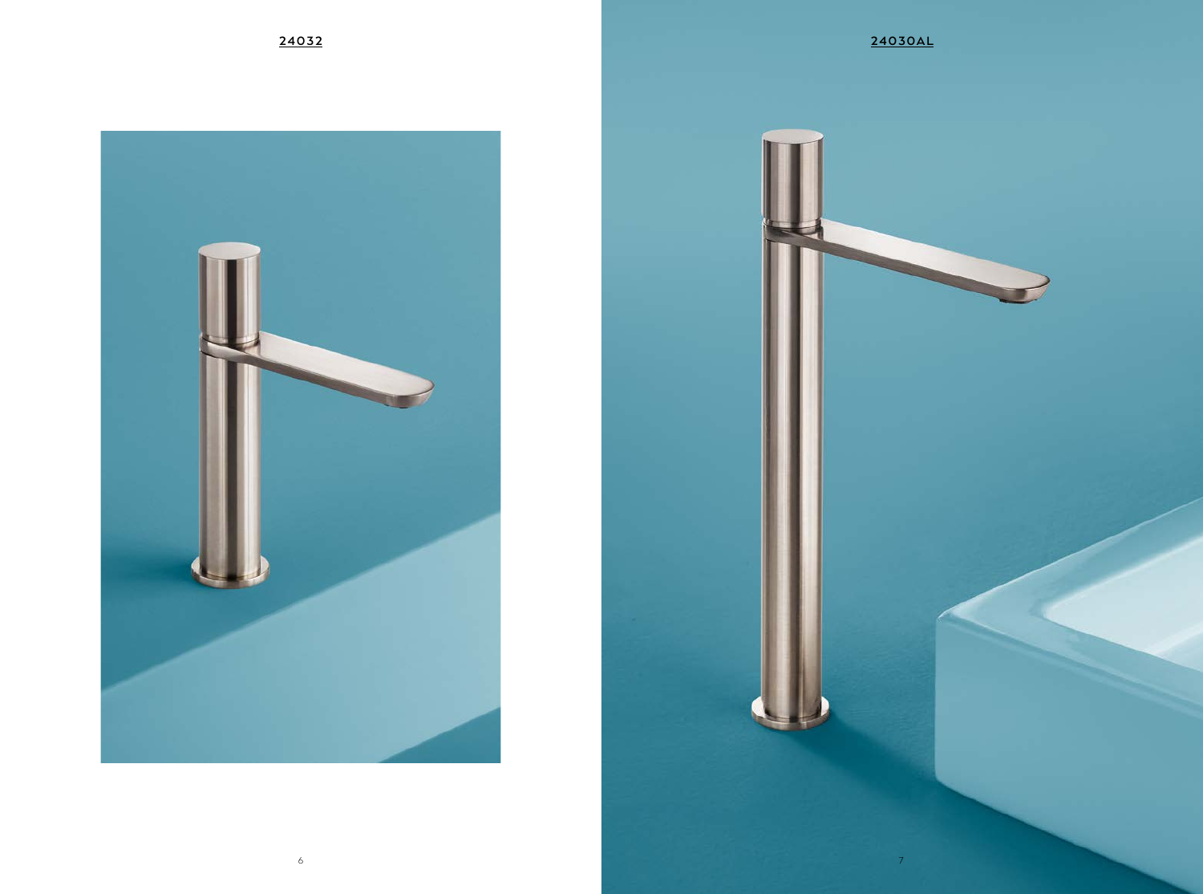24032

24030AL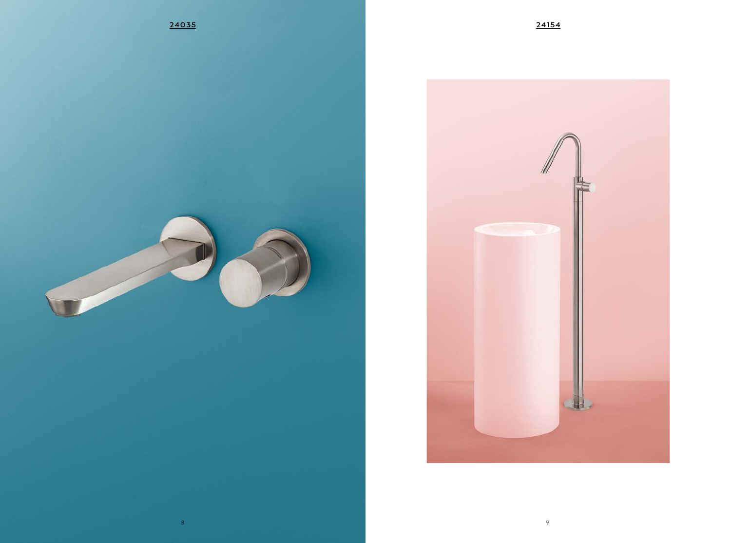24035

24154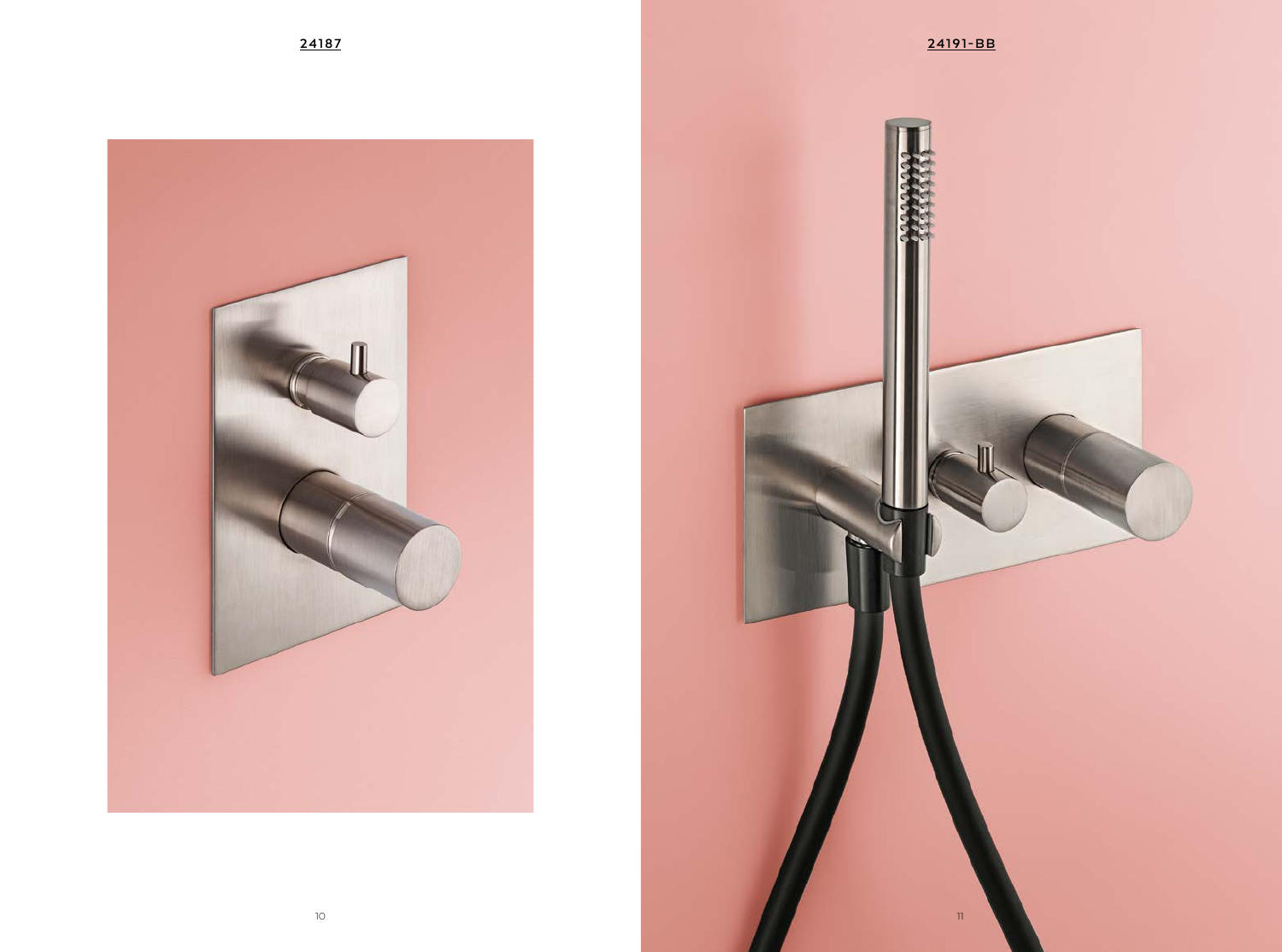24187

24191-BB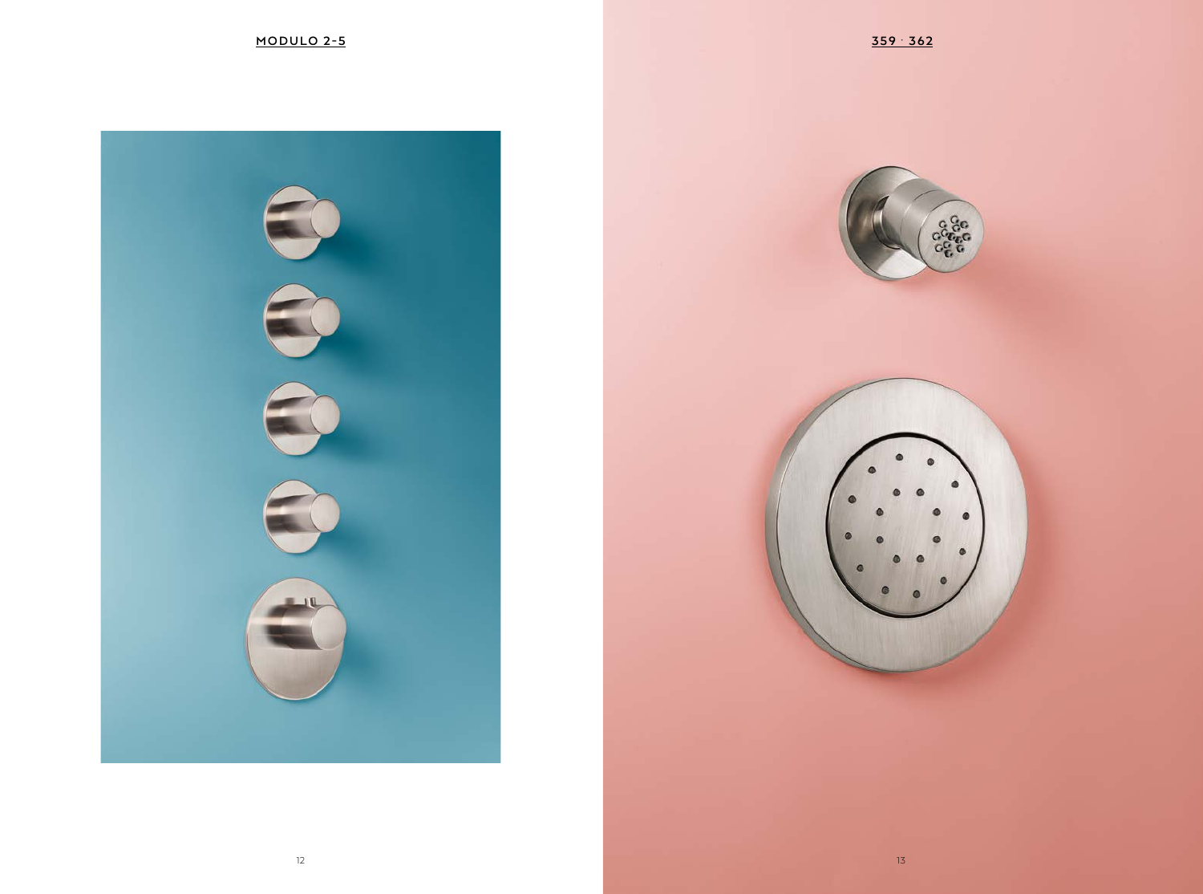MODULO 2-5

359 · 362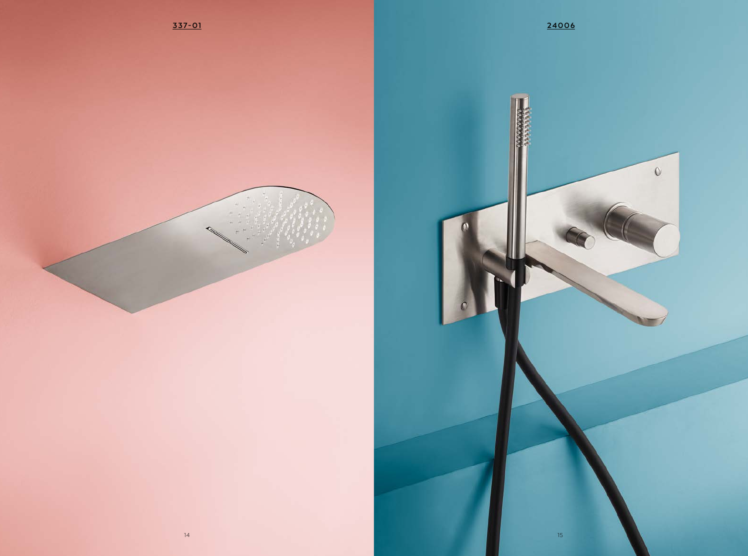337-01

24006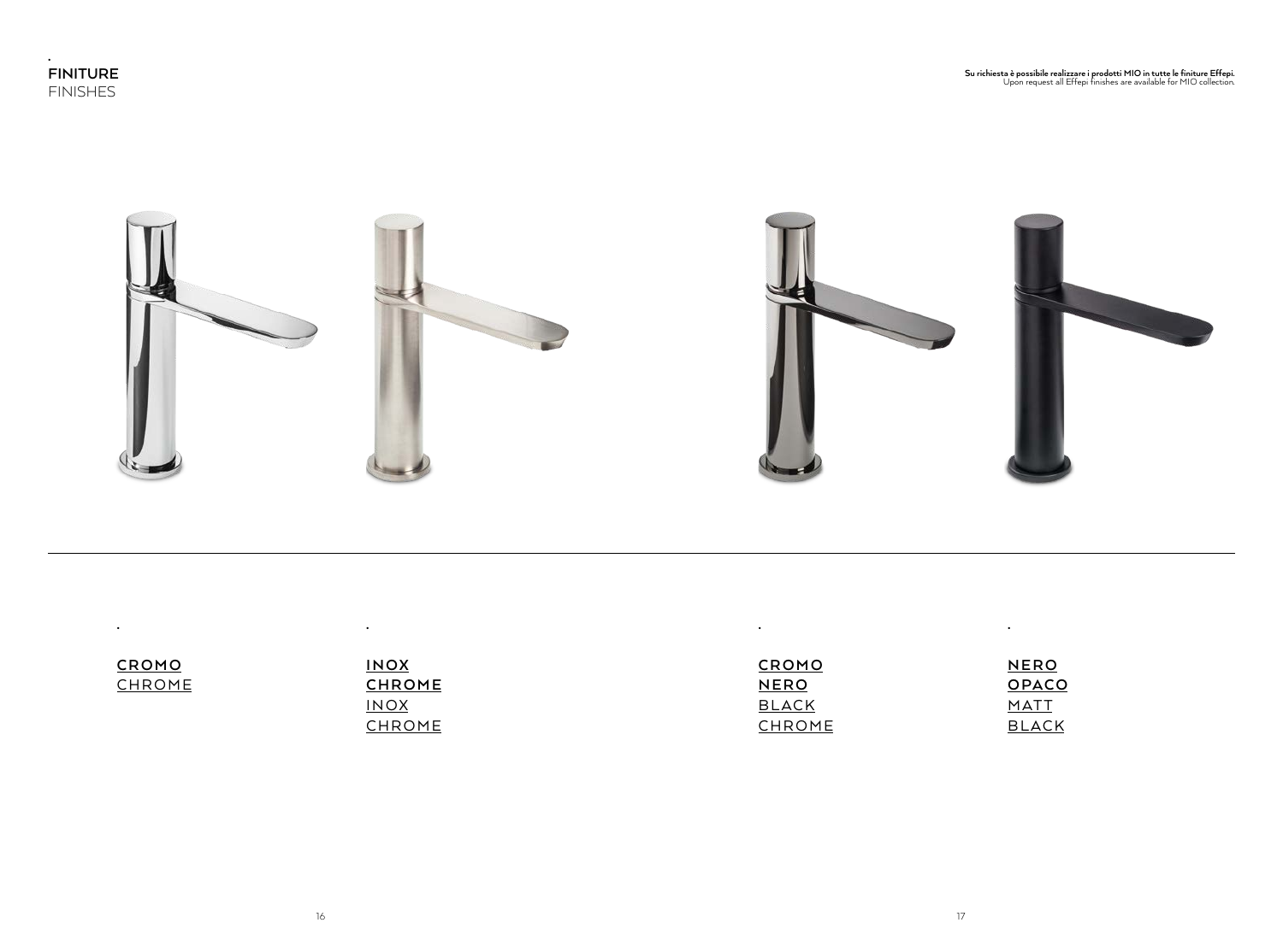## FINITURE
FINISHES

**Su richiesta è possibile realizzare i prodotti MIO in tutte le finiture Effepi.**
Upon request all Effepi finishes are available for MIO collection.

**CROMO**
CHROME

**INOX CHROME**
INOX CHROME

**CROMO NERO**
BLACK CHROME

**NERO OPACO**
MATT BLACK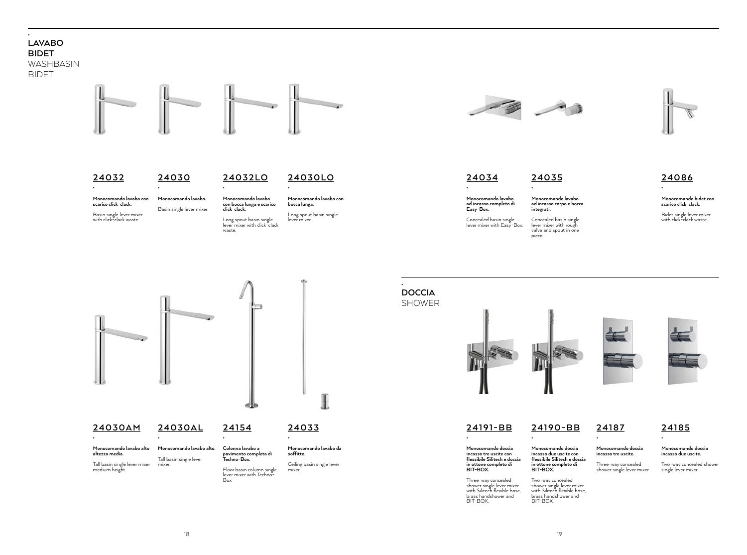## LAVABO
## BIDET
WASHBASIN
BIDET

### 24032

**Monocomando lavabo con scarico click-clack.**

Basin single lever mixer with click-clack waste.

### 24030

**Monocomando lavabo.**

Basin single lever mixer.

### 24032LO

**Monocomando lavabo con bocca lunga e scarico click-clack.**

Long spout basin single lever mixer with click-clack waste.

### 24030LO

**Monocomando lavabo con bocca lunga.**

Long spout basin single lever mixer.

### 24034

**Monocomando lavabo ad incasso completo di Easy-Box.**

Concealed basin single lever mixer with Easy-Box.

### 24035

**Monocomando lavabo ad incasso corpo e bocca integrati.**

Concealed basin single lever mixer with rough valve and spout in one piece.

### 24086

**Monocomando bidet con scarico click-clack.**

Bidet single lever mixer with click-clack waste .

### 24030AM

**Monocomando lavabo alto altezza media.**

Tall basin single lever mixer medium height.

### 24030AL

**Monocomando lavabo alto.**

Tall basin single lever mixer.

### 24154

**Colonna lavabo a pavimento completa di Techno-Box.**

Floor basin column single lever mixer with Techno-Box.

### 24033

**Monocomando lavabo da soffitto.**

Ceiling basin single lever mixer.

## DOCCIA
SHOWER

### 24191-BB

**Monocomando doccia incasso tre uscite con flessibile Silitech e doccia in ottone completo di BIT-BOX.**

Three-way concealed shower single lever mixer with Silitech flexible hose, brass handshower and BIT-BOX.

### 24190-BB

**Monocomando doccia incasso due uscite con flessibile Silitech e doccia in ottone completo di BIT-BOX.**

Two-way concealed shower single lever mixer with Silitech flexible hose, brass handshower and BIT-BOX.

### 24187

**Monocomando doccia incasso tre uscite.**

Three-way concealed shower single lever mixer.

### 24185

**Monocomando doccia incasso due uscite.**

Two-way concealed shower single lever mixer.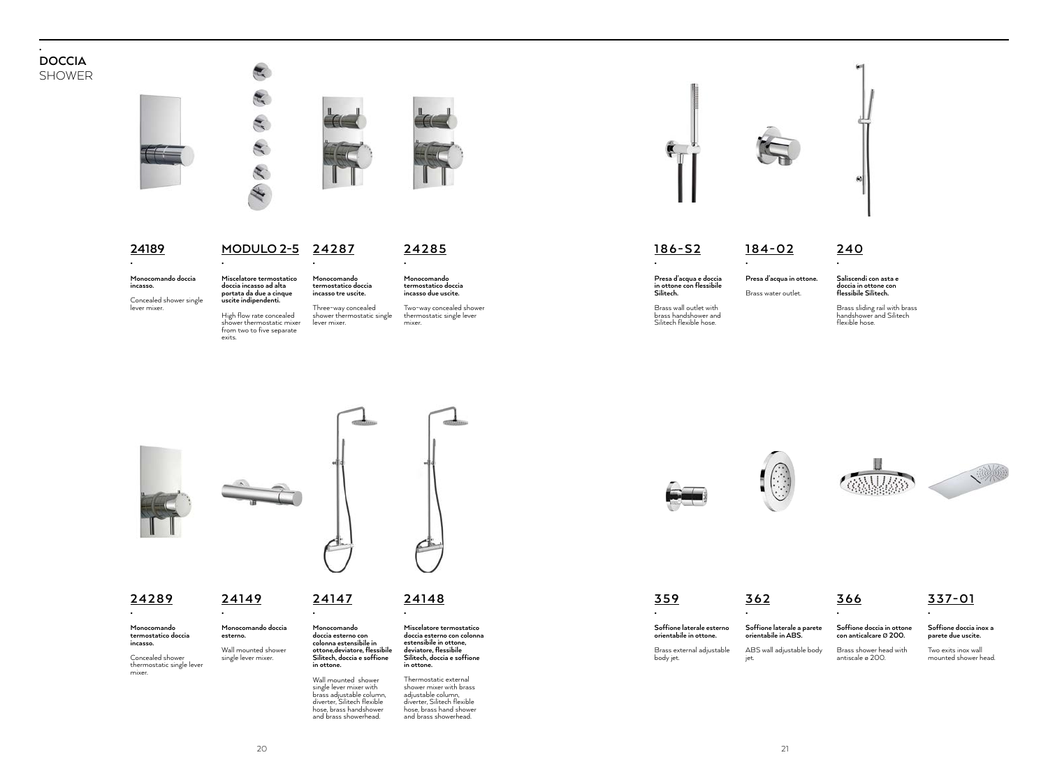## DOCCIA
SHOWER

### 24189

**Monocomando doccia incasso.**

Concealed shower single lever mixer.

### MODULO 2-5

**Miscelatore termostatico doccia incasso ad alta portata da due a cinque uscite indipendenti.**

High flow rate concealed shower thermostatic mixer from two to five separate exits.

### 24287

**Monocomando termostatico doccia incasso tre uscite.**

Three-way concealed shower thermostatic single lever mixer.

### 24285

**Monocomando termostatico doccia incasso due uscite.**

Two-way concealed shower thermostatic single lever mixer.

### 24289

**Monocomando termostatico doccia incasso.**

Concealed shower thermostatic single lever mixer.

### 24149

**Monocomando doccia esterno.**

Wall mounted shower single lever mixer.

### 24147

**Monocomando doccia esterno con colonna estensibile in ottone,deviatore, flessibile Silitech, doccia e soffione in ottone.**

Wall mounted shower single lever mixer with brass adjustable column, diverter, Silitech flexible hose, brass handshower and brass showerhead.

### 24148

**Miscelatore termostatico doccia esterno con colonna estensibile in ottone, deviatore, flessibile Silitech, doccia e soffione in ottone.**

Thermostatic external shower mixer with brass adjustable column, diverter, Silitech flexible hose, brass hand shower and brass showerhead.

### 186-S2

**Presa d'acqua e doccia in ottone con flessibile Silitech.**

Brass wall outlet with brass handshower and Silitech flexible hose.

### 184-02

**Presa d'acqua in ottone.**

Brass water outlet.

### 240

**Saliscendi con asta e doccia in ottone con flessibile Silitech.**

Brass sliding rail with brass handshower and Silitech flexible hose.

### 359

**Soffione laterale esterno orientabile in ottone.**

Brass external adjustable body jet.

### 362

**Soffione laterale a parete orientabile in ABS.**

ABS wall adjustable body jet.

### 366

**Soffione doccia in ottone con anticalcare Ø 200.**

Brass shower head with antiscale ø 200.

### 337-01

**Soffione doccia inox a parete due uscite.**

Two exits inox wall mounted shower head.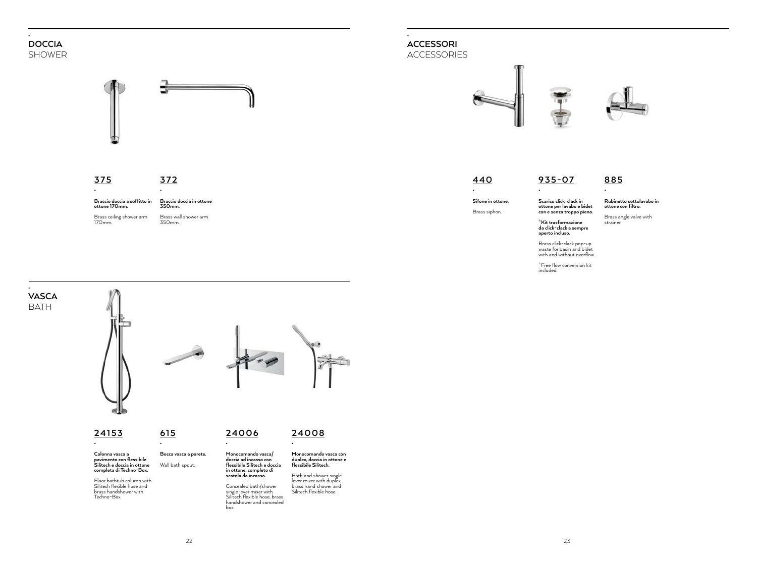## DOCCIA
SHOWER

### 375

**Braccio doccia a soffitto in ottone 170mm.**

Brass ceiling shower arm 170mm.

### 372

**Braccio doccia in ottone 350mm.**

Brass wall shower arm 350mm.

## VASCA
BATH

### 24153

**Colonna vasca a pavimento con flessibile Silitech e doccia in ottone completa di Techno-Box.**

Floor bathtub column with Silitech flexible hose and brass handshower with Techno-Box.

### 615

**Bocca vasca a parete.**

Wall bath spout.

### 24006

**Monocomando vasca/doccia ad incasso con flessibile Silitech e doccia in ottone, completo di scatola da incasso.**

Concealed bath/shower single lever mixer with Silitech flexible hose, brass handshower and concealed box.

### 24008

**Monocomando vasca con duplex, doccia in ottone e flessibile Silitech.**

Bath and shower single lever mixer with duplex, brass hand shower and Silitech flexible hose.

## ACCESSORI
ACCESSORIES

### 440

**Sifone in ottone.**

Brass siphon.

### 935-07

**Scarico click-clack in ottone per lavabo e bidet con e senza troppo pieno.**

***Kit trasformazione da click-clack a sempre aperto incluso.**

Brass click-clack pop-up waste for basin and bidet with and without overflow.

*Free flow conversion kit included.

### 885

**Rubinetto sottolavabo in ottone con filtro.**

Brass angle valve with strainer.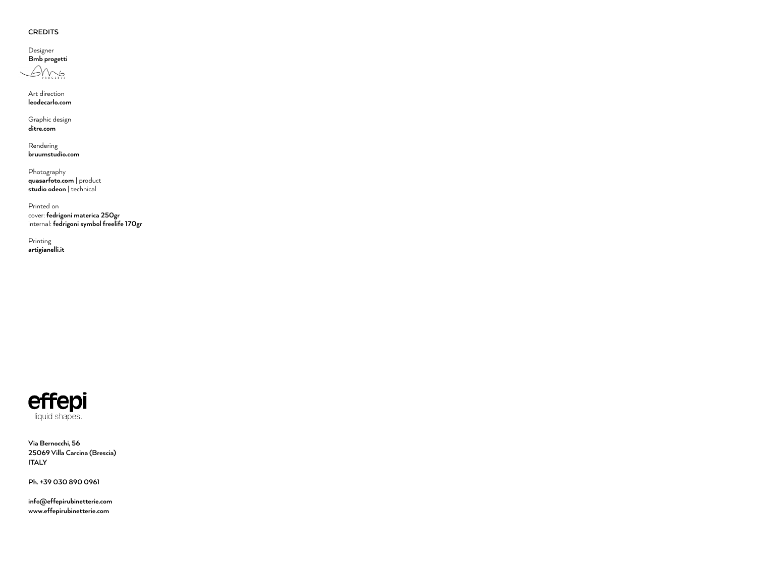## CREDITS

Designer
**Bmb progetti**

Art direction
**leodecarlo.com**

Graphic design
**ditre.com**

Rendering
**bruumstudio.com**

Photography
**quasarfoto.com** | product
**studio odeon** | technical

Printed on
cover: **fedrigoni materica 250gr**
internal: **fedrigoni symbol freelife 170gr**

Printing
**artigianelli.it**

effepi
liquid shapes.

**Via Bernocchi, 56**
**25069 Villa Carcina (Brescia)**
**ITALY**

**Ph. +39 030 890 0961**

**info@effepirubinetterie.com**
**www.effepirubinetterie.com**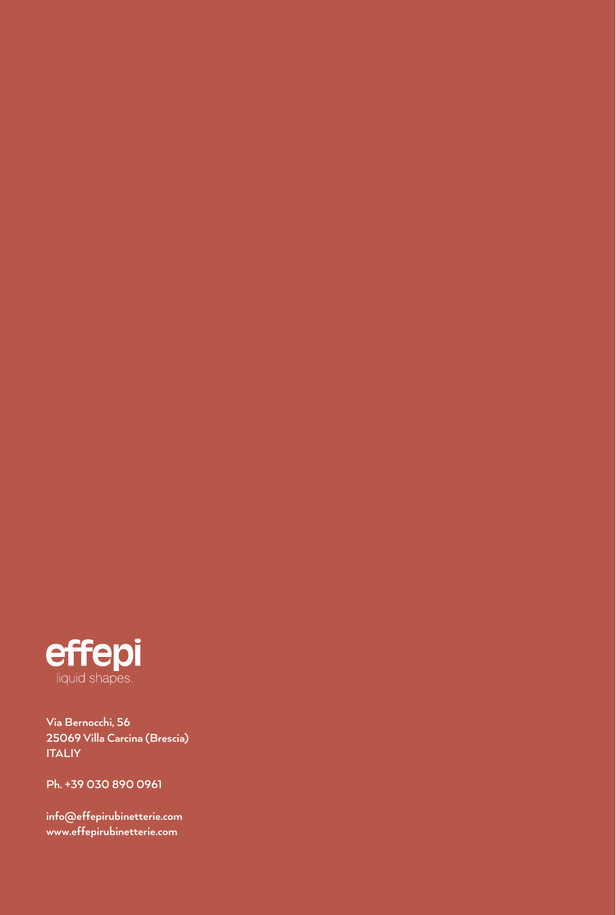effepi
liquid shapes.

Via Bernocchi, 56
25069 Villa Carcina (Brescia)
ITALIY

Ph. +39 030 890 0961

info@effepirubinetterie.com
www.effepirubinetterie.com